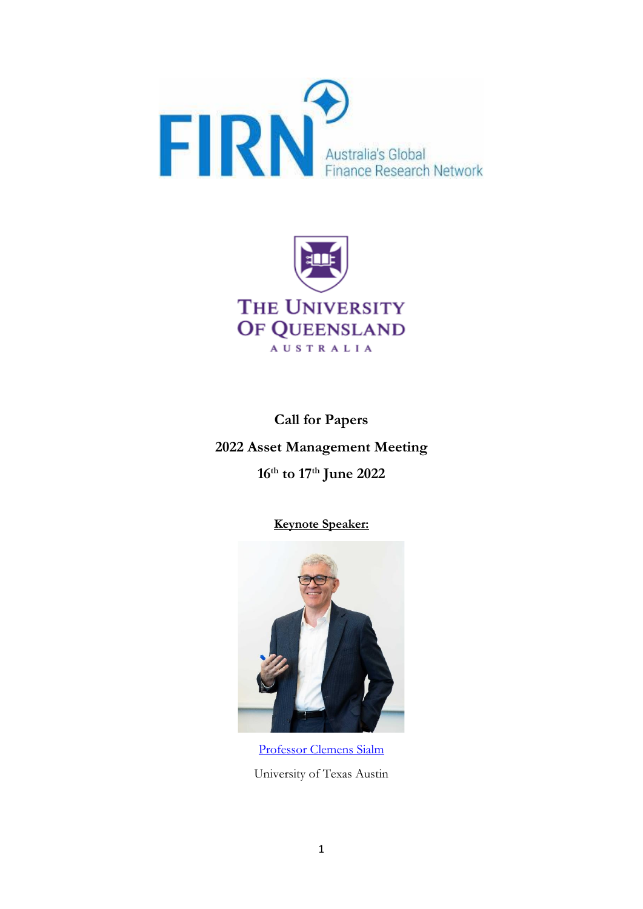FIRN Australia's Global Finance Research Network

THE UNIVERSITY OF QUEENSLAND AUSTRALIA

# Call for Papers

## 2022 Asset Management Meeting

## 16th to 17th June 2022

**Keynote Speaker:**

Professor Clemens Sialm

University of Texas Austin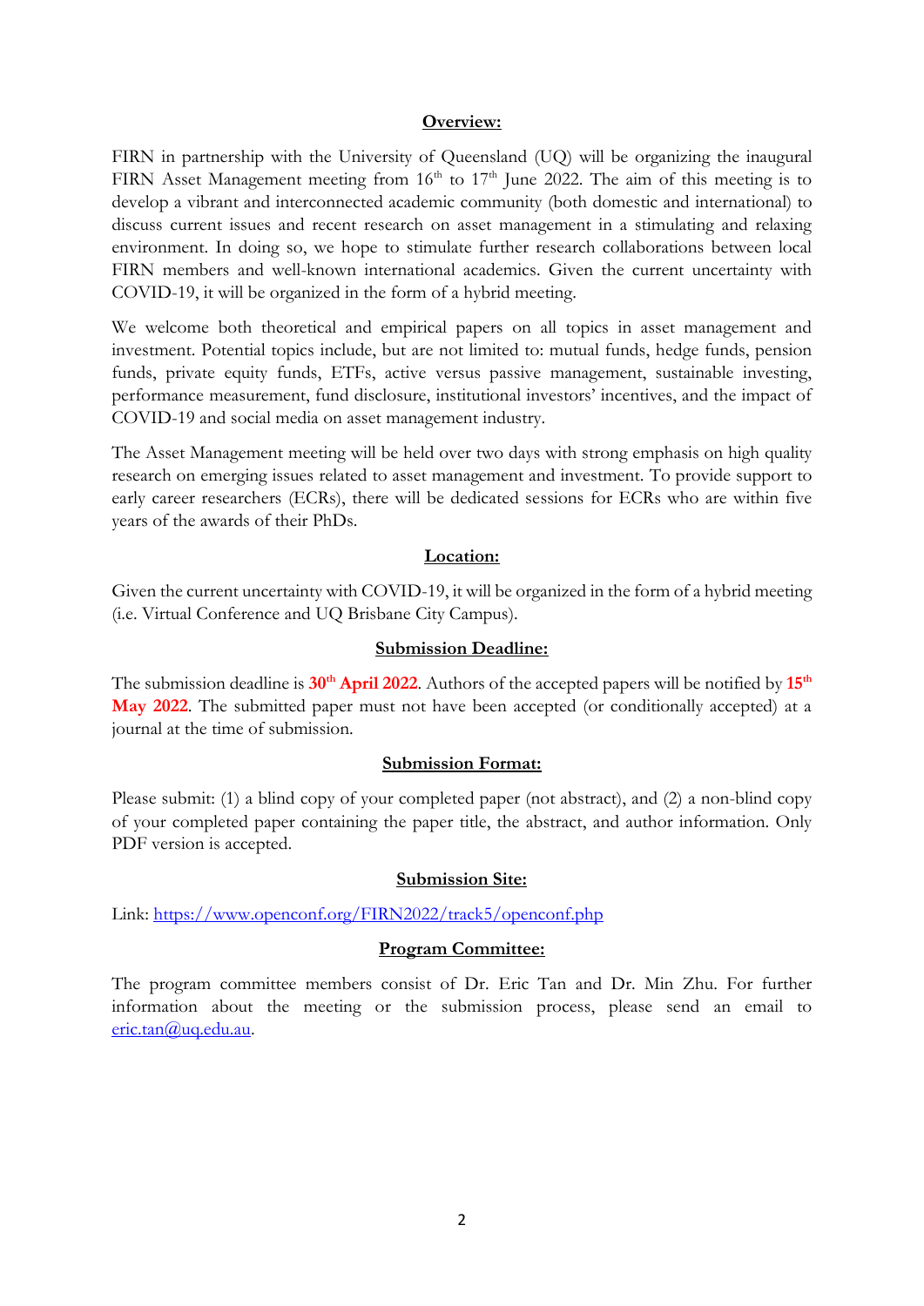## Overview:

FIRN in partnership with the University of Queensland (UQ) will be organizing the inaugural FIRN Asset Management meeting from 16th to 17th June 2022. The aim of this meeting is to develop a vibrant and interconnected academic community (both domestic and international) to discuss current issues and recent research on asset management in a stimulating and relaxing environment. In doing so, we hope to stimulate further research collaborations between local FIRN members and well-known international academics. Given the current uncertainty with COVID-19, it will be organized in the form of a hybrid meeting.

We welcome both theoretical and empirical papers on all topics in asset management and investment. Potential topics include, but are not limited to: mutual funds, hedge funds, pension funds, private equity funds, ETFs, active versus passive management, sustainable investing, performance measurement, fund disclosure, institutional investors' incentives, and the impact of COVID-19 and social media on asset management industry.

The Asset Management meeting will be held over two days with strong emphasis on high quality research on emerging issues related to asset management and investment. To provide support to early career researchers (ECRs), there will be dedicated sessions for ECRs who are within five years of the awards of their PhDs.

## Location:

Given the current uncertainty with COVID-19, it will be organized in the form of a hybrid meeting (i.e. Virtual Conference and UQ Brisbane City Campus).

## Submission Deadline:

The submission deadline is **30th April 2022**. Authors of the accepted papers will be notified by **15th May 2022**. The submitted paper must not have been accepted (or conditionally accepted) at a journal at the time of submission.

## Submission Format:

Please submit: (1) a blind copy of your completed paper (not abstract), and (2) a non-blind copy of your completed paper containing the paper title, the abstract, and author information. Only PDF version is accepted.

## Submission Site:

Link: https://www.openconf.org/FIRN2022/track5/openconf.php

## Program Committee:

The program committee members consist of Dr. Eric Tan and Dr. Min Zhu. For further information about the meeting or the submission process, please send an email to eric.tan@uq.edu.au.